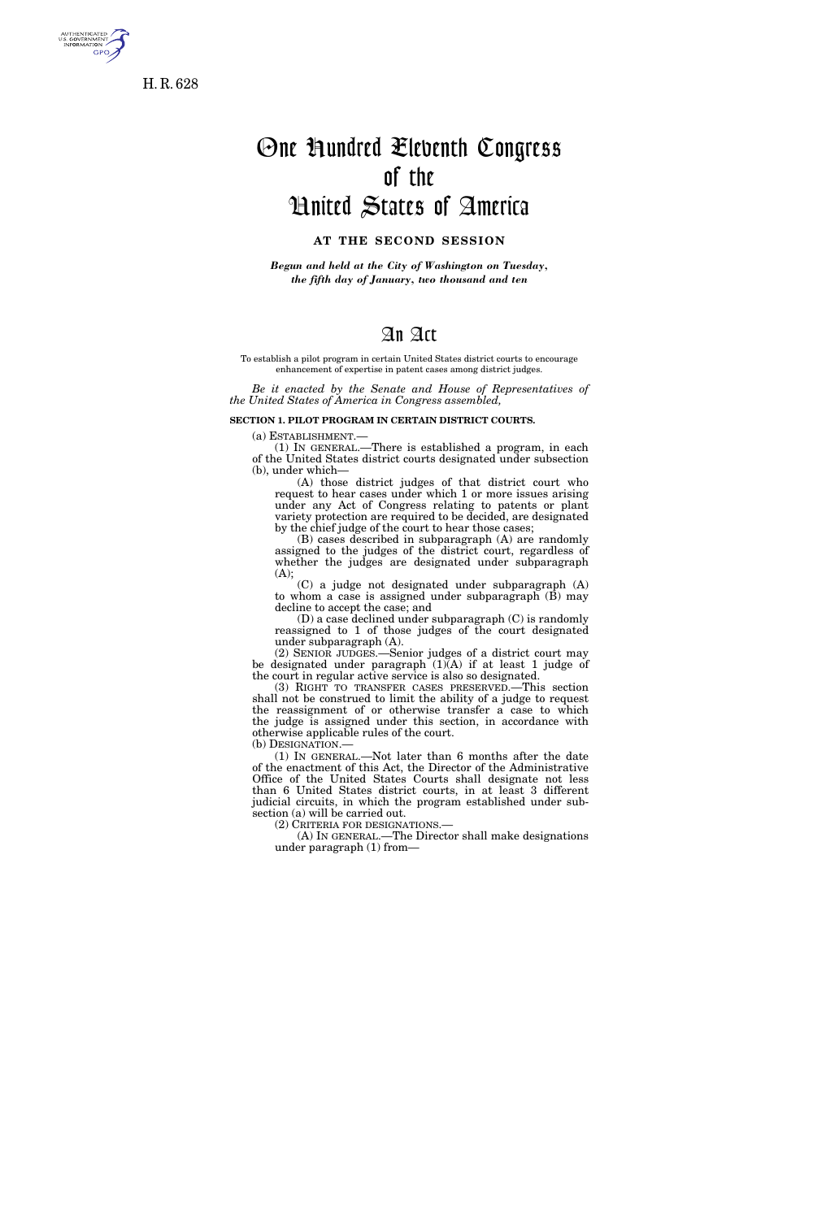H. R. 628

# One Hundred Eleventh Congress of the United States of America

**AT THE SECOND SESSION**

***Begun and held at the City of Washington on Tuesday, the fifth day of January, two thousand and ten***

# An Act

To establish a pilot program in certain United States district courts to encourage enhancement of expertise in patent cases among district judges.

*Be it enacted by the Senate and House of Representatives of the United States of America in Congress assembled,*

**SECTION 1. PILOT PROGRAM IN CERTAIN DISTRICT COURTS.**

(a) ESTABLISHMENT.—

(1) IN GENERAL.—There is established a program, in each of the United States district courts designated under subsection (b), under which—

(A) those district judges of that district court who request to hear cases under which 1 or more issues arising under any Act of Congress relating to patents or plant variety protection are required to be decided, are designated by the chief judge of the court to hear those cases;

(B) cases described in subparagraph (A) are randomly assigned to the judges of the district court, regardless of whether the judges are designated under subparagraph (A);

(C) a judge not designated under subparagraph (A) to whom a case is assigned under subparagraph (B) may decline to accept the case; and

(D) a case declined under subparagraph (C) is randomly reassigned to 1 of those judges of the court designated under subparagraph (A).

(2) SENIOR JUDGES.—Senior judges of a district court may be designated under paragraph (1)(A) if at least 1 judge of the court in regular active service is also so designated.

(3) RIGHT TO TRANSFER CASES PRESERVED.—This section shall not be construed to limit the ability of a judge to request the reassignment of or otherwise transfer a case to which the judge is assigned under this section, in accordance with otherwise applicable rules of the court.

(b) DESIGNATION.—

(1) IN GENERAL.—Not later than 6 months after the date of the enactment of this Act, the Director of the Administrative Office of the United States Courts shall designate not less than 6 United States district courts, in at least 3 different judicial circuits, in which the program established under subsection (a) will be carried out.

(2) CRITERIA FOR DESIGNATIONS.—

(A) IN GENERAL.—The Director shall make designations under paragraph (1) from—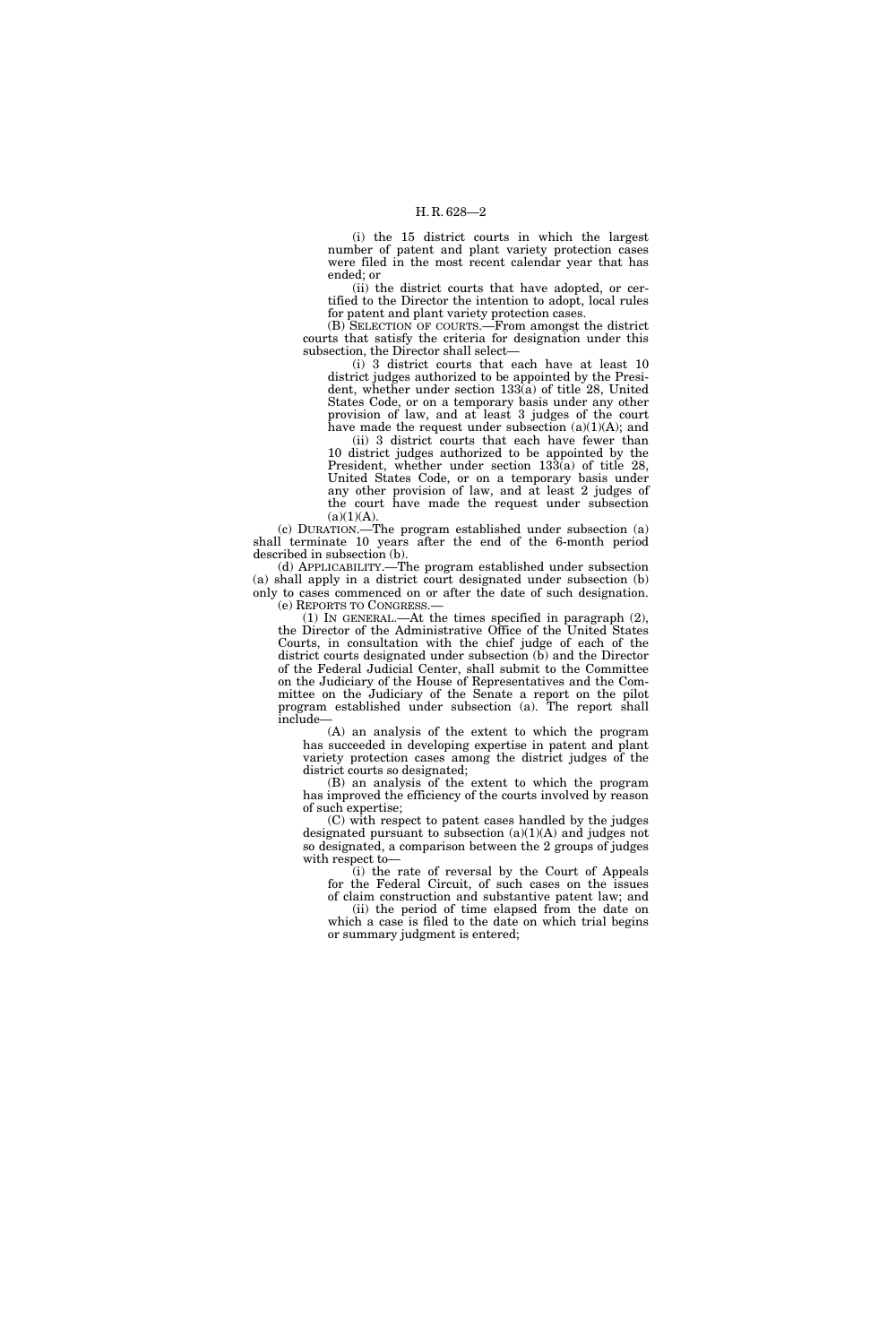(i) the 15 district courts in which the largest number of patent and plant variety protection cases were filed in the most recent calendar year that has ended; or

(ii) the district courts that have adopted, or certified to the Director the intention to adopt, local rules for patent and plant variety protection cases.

(B) SELECTION OF COURTS.—From amongst the district courts that satisfy the criteria for designation under this subsection, the Director shall select—

(i) 3 district courts that each have at least 10 district judges authorized to be appointed by the President, whether under section 133(a) of title 28, United States Code, or on a temporary basis under any other provision of law, and at least 3 judges of the court have made the request under subsection (a)(1)(A); and

(ii) 3 district courts that each have fewer than 10 district judges authorized to be appointed by the President, whether under section 133(a) of title 28, United States Code, or on a temporary basis under any other provision of law, and at least 2 judges of the court have made the request under subsection (a)(1)(A).

(c) DURATION.—The program established under subsection (a) shall terminate 10 years after the end of the 6-month period described in subsection (b).

(d) APPLICABILITY.—The program established under subsection (a) shall apply in a district court designated under subsection (b) only to cases commenced on or after the date of such designation.

(e) REPORTS TO CONGRESS.—

(1) IN GENERAL.—At the times specified in paragraph (2), the Director of the Administrative Office of the United States Courts, in consultation with the chief judge of each of the district courts designated under subsection (b) and the Director of the Federal Judicial Center, shall submit to the Committee on the Judiciary of the House of Representatives and the Committee on the Judiciary of the Senate a report on the pilot program established under subsection (a). The report shall include—

(A) an analysis of the extent to which the program has succeeded in developing expertise in patent and plant variety protection cases among the district judges of the district courts so designated;

(B) an analysis of the extent to which the program has improved the efficiency of the courts involved by reason of such expertise;

(C) with respect to patent cases handled by the judges designated pursuant to subsection (a)(1)(A) and judges not so designated, a comparison between the 2 groups of judges with respect to—

(i) the rate of reversal by the Court of Appeals for the Federal Circuit, of such cases on the issues of claim construction and substantive patent law; and

(ii) the period of time elapsed from the date on which a case is filed to the date on which trial begins or summary judgment is entered;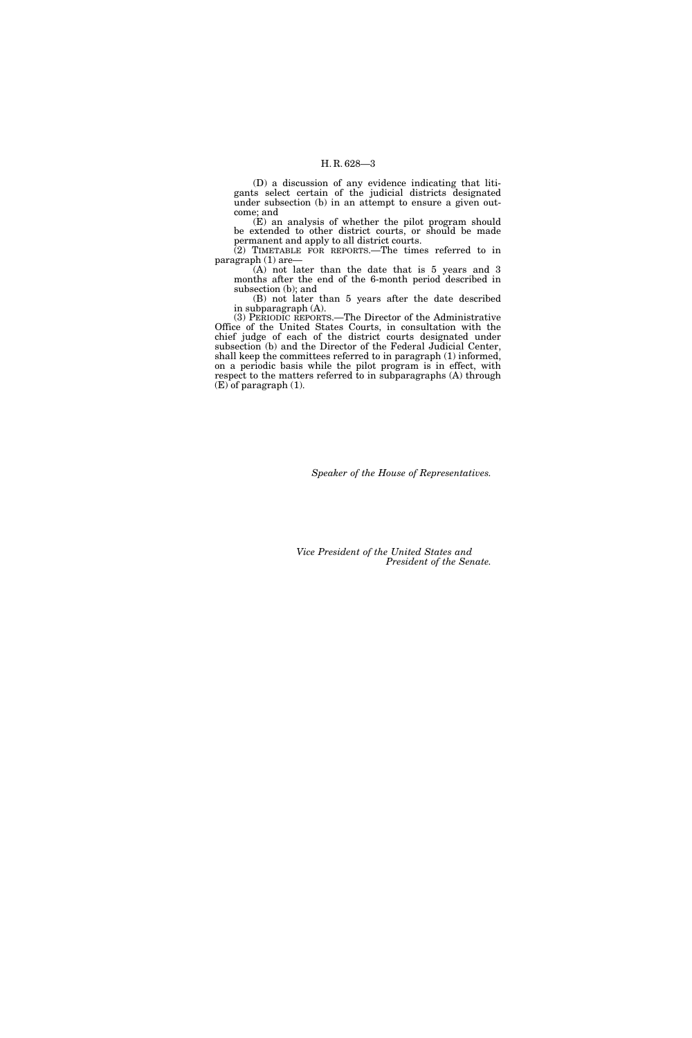(D) a discussion of any evidence indicating that litigants select certain of the judicial districts designated under subsection (b) in an attempt to ensure a given outcome; and

(E) an analysis of whether the pilot program should be extended to other district courts, or should be made permanent and apply to all district courts.

(2) TIMETABLE FOR REPORTS.—The times referred to in paragraph (1) are—

(A) not later than the date that is 5 years and 3 months after the end of the 6-month period described in subsection (b); and

(B) not later than 5 years after the date described in subparagraph (A).

(3) PERIODIC REPORTS.—The Director of the Administrative Office of the United States Courts, in consultation with the chief judge of each of the district courts designated under subsection (b) and the Director of the Federal Judicial Center, shall keep the committees referred to in paragraph (1) informed, on a periodic basis while the pilot program is in effect, with respect to the matters referred to in subparagraphs (A) through (E) of paragraph (1).

*Speaker of the House of Representatives.*

*Vice President of the United States and President of the Senate.*